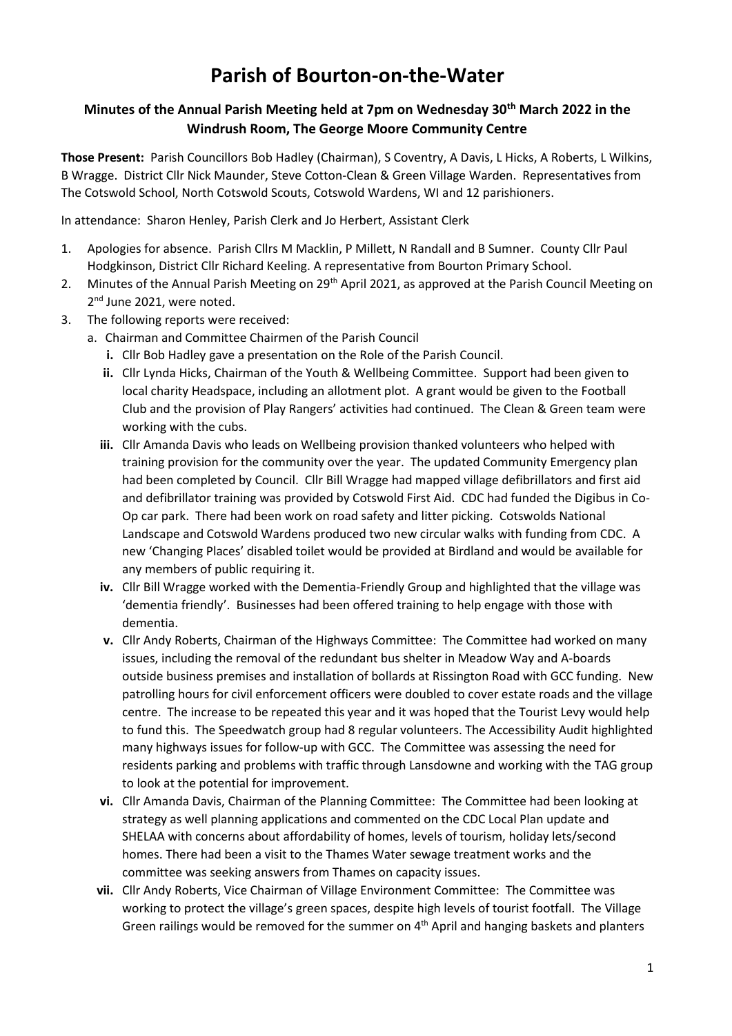# Parish of Bourton-on-the-Water

## Minutes of the Annual Parish Meeting held at 7pm on Wednesday 30th March 2022 in the Windrush Room, The George Moore Community Centre

**Those Present:** Parish Councillors Bob Hadley (Chairman), S Coventry, A Davis, L Hicks, A Roberts, L Wilkins, B Wragge. District Cllr Nick Maunder, Steve Cotton-Clean & Green Village Warden. Representatives from The Cotswold School, North Cotswold Scouts, Cotswold Wardens, WI and 12 parishioners.

In attendance: Sharon Henley, Parish Clerk and Jo Herbert, Assistant Clerk

1. Apologies for absence. Parish Cllrs M Macklin, P Millett, N Randall and B Sumner. County Cllr Paul Hodgkinson, District Cllr Richard Keeling. A representative from Bourton Primary School.
2. Minutes of the Annual Parish Meeting on 29th April 2021, as approved at the Parish Council Meeting on 2nd June 2021, were noted.
3. The following reports were received:
   a. Chairman and Committee Chairmen of the Parish Council
      - **i.** Cllr Bob Hadley gave a presentation on the Role of the Parish Council.
      - **ii.** Cllr Lynda Hicks, Chairman of the Youth & Wellbeing Committee. Support had been given to local charity Headspace, including an allotment plot. A grant would be given to the Football Club and the provision of Play Rangers' activities had continued. The Clean & Green team were working with the cubs.
      - **iii.** Cllr Amanda Davis who leads on Wellbeing provision thanked volunteers who helped with training provision for the community over the year. The updated Community Emergency plan had been completed by Council. Cllr Bill Wragge had mapped village defibrillators and first aid and defibrillator training was provided by Cotswold First Aid. CDC had funded the Digibus in Co-Op car park. There had been work on road safety and litter picking. Cotswolds National Landscape and Cotswold Wardens produced two new circular walks with funding from CDC. A new 'Changing Places' disabled toilet would be provided at Birdland and would be available for any members of public requiring it.
      - **iv.** Cllr Bill Wragge worked with the Dementia-Friendly Group and highlighted that the village was 'dementia friendly'. Businesses had been offered training to help engage with those with dementia.
      - **v.** Cllr Andy Roberts, Chairman of the Highways Committee: The Committee had worked on many issues, including the removal of the redundant bus shelter in Meadow Way and A-boards outside business premises and installation of bollards at Rissington Road with GCC funding. New patrolling hours for civil enforcement officers were doubled to cover estate roads and the village centre. The increase to be repeated this year and it was hoped that the Tourist Levy would help to fund this. The Speedwatch group had 8 regular volunteers. The Accessibility Audit highlighted many highways issues for follow-up with GCC. The Committee was assessing the need for residents parking and problems with traffic through Lansdowne and working with the TAG group to look at the potential for improvement.
      - **vi.** Cllr Amanda Davis, Chairman of the Planning Committee: The Committee had been looking at strategy as well planning applications and commented on the CDC Local Plan update and SHELAA with concerns about affordability of homes, levels of tourism, holiday lets/second homes. There had been a visit to the Thames Water sewage treatment works and the committee was seeking answers from Thames on capacity issues.
      - **vii.** Cllr Andy Roberts, Vice Chairman of Village Environment Committee: The Committee was working to protect the village's green spaces, despite high levels of tourist footfall. The Village Green railings would be removed for the summer on 4th April and hanging baskets and planters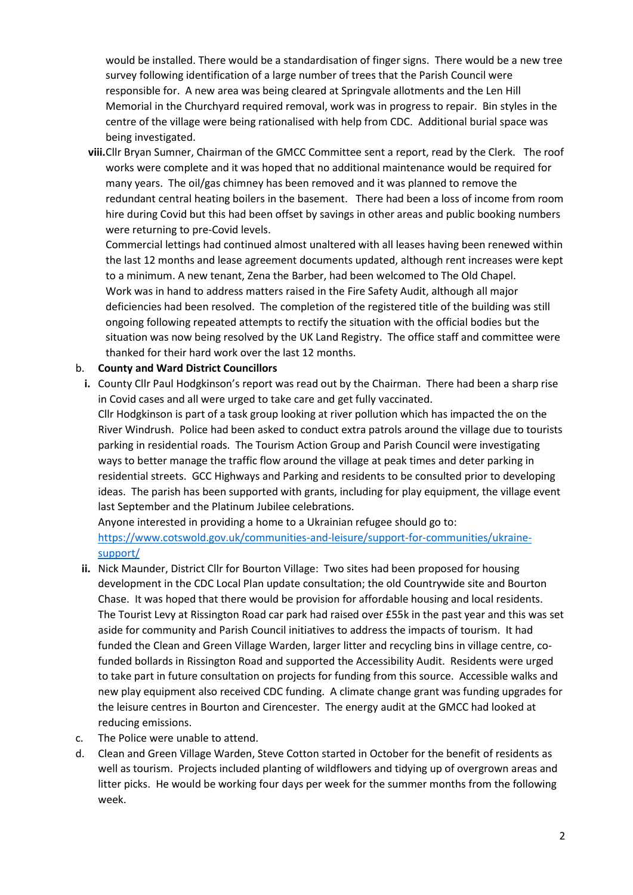would be installed. There would be a standardisation of finger signs. There would be a new tree survey following identification of a large number of trees that the Parish Council were responsible for. A new area was being cleared at Springvale allotments and the Len Hill Memorial in the Churchyard required removal, work was in progress to repair. Bin styles in the centre of the village were being rationalised with help from CDC. Additional burial space was being investigated.

viii. Cllr Bryan Sumner, Chairman of the GMCC Committee sent a report, read by the Clerk. The roof works were complete and it was hoped that no additional maintenance would be required for many years. The oil/gas chimney has been removed and it was planned to remove the redundant central heating boilers in the basement. There had been a loss of income from room hire during Covid but this had been offset by savings in other areas and public booking numbers were returning to pre-Covid levels.
Commercial lettings had continued almost unaltered with all leases having been renewed within the last 12 months and lease agreement documents updated, although rent increases were kept to a minimum. A new tenant, Zena the Barber, had been welcomed to The Old Chapel.
Work was in hand to address matters raised in the Fire Safety Audit, although all major deficiencies had been resolved. The completion of the registered title of the building was still ongoing following repeated attempts to rectify the situation with the official bodies but the situation was now being resolved by the UK Land Registry. The office staff and committee were thanked for their hard work over the last 12 months.

b. **County and Ward District Councillors**

i. County Cllr Paul Hodgkinson's report was read out by the Chairman. There had been a sharp rise in Covid cases and all were urged to take care and get fully vaccinated.
Cllr Hodgkinson is part of a task group looking at river pollution which has impacted the on the River Windrush. Police had been asked to conduct extra patrols around the village due to tourists parking in residential roads. The Tourism Action Group and Parish Council were investigating ways to better manage the traffic flow around the village at peak times and deter parking in residential streets. GCC Highways and Parking and residents to be consulted prior to developing ideas. The parish has been supported with grants, including for play equipment, the village event last September and the Platinum Jubilee celebrations.
Anyone interested in providing a home to a Ukrainian refugee should go to: [https://www.cotswold.gov.uk/communities-and-leisure/support-for-communities/ukraine-support/](https://www.cotswold.gov.uk/communities-and-leisure/support-for-communities/ukraine-support/)

ii. Nick Maunder, District Cllr for Bourton Village: Two sites had been proposed for housing development in the CDC Local Plan update consultation; the old Countrywide site and Bourton Chase. It was hoped that there would be provision for affordable housing and local residents. The Tourist Levy at Rissington Road car park had raised over £55k in the past year and this was set aside for community and Parish Council initiatives to address the impacts of tourism. It had funded the Clean and Green Village Warden, larger litter and recycling bins in village centre, co-funded bollards in Rissington Road and supported the Accessibility Audit. Residents were urged to take part in future consultation on projects for funding from this source. Accessible walks and new play equipment also received CDC funding. A climate change grant was funding upgrades for the leisure centres in Bourton and Cirencester. The energy audit at the GMCC had looked at reducing emissions.

c. The Police were unable to attend.

d. Clean and Green Village Warden, Steve Cotton started in October for the benefit of residents as well as tourism. Projects included planting of wildflowers and tidying up of overgrown areas and litter picks. He would be working four days per week for the summer months from the following week.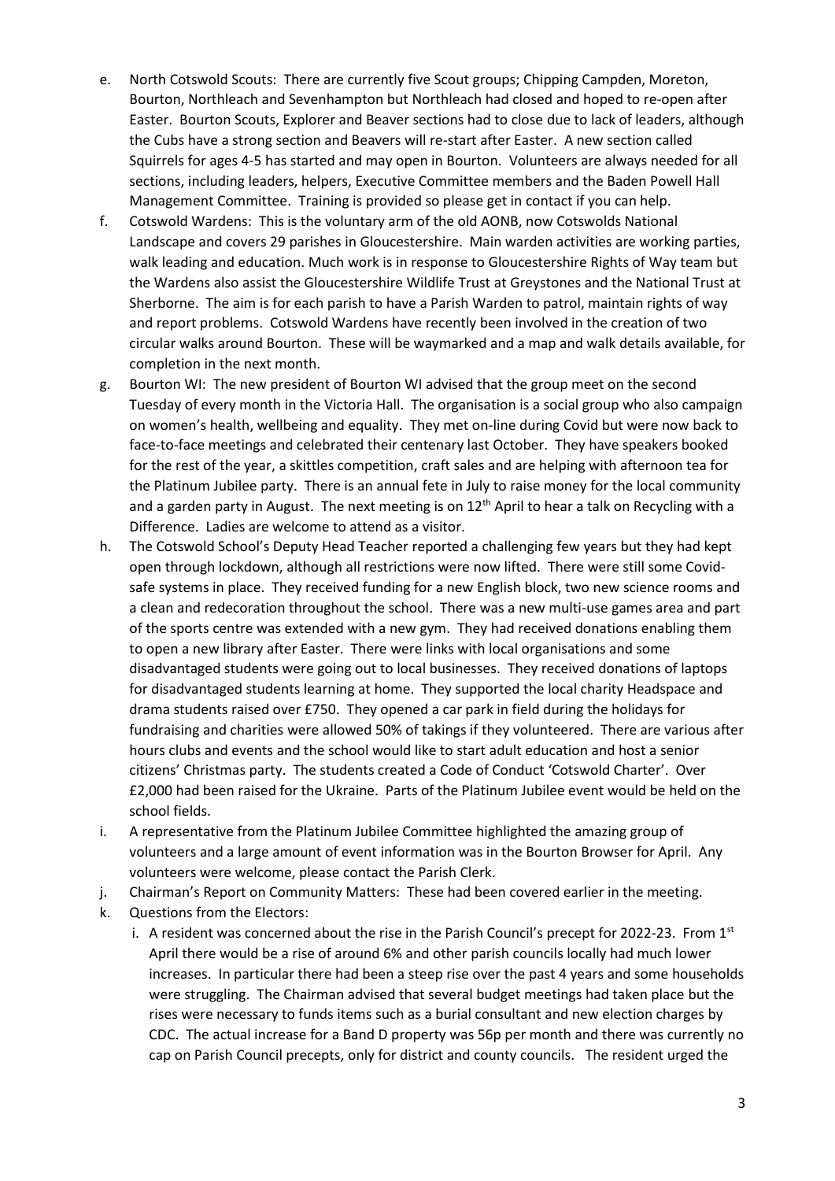e. North Cotswold Scouts: There are currently five Scout groups; Chipping Campden, Moreton, Bourton, Northleach and Sevenhampton but Northleach had closed and hoped to re-open after Easter. Bourton Scouts, Explorer and Beaver sections had to close due to lack of leaders, although the Cubs have a strong section and Beavers will re-start after Easter. A new section called Squirrels for ages 4-5 has started and may open in Bourton. Volunteers are always needed for all sections, including leaders, helpers, Executive Committee members and the Baden Powell Hall Management Committee. Training is provided so please get in contact if you can help.
f. Cotswold Wardens: This is the voluntary arm of the old AONB, now Cotswolds National Landscape and covers 29 parishes in Gloucestershire. Main warden activities are working parties, walk leading and education. Much work is in response to Gloucestershire Rights of Way team but the Wardens also assist the Gloucestershire Wildlife Trust at Greystones and the National Trust at Sherborne. The aim is for each parish to have a Parish Warden to patrol, maintain rights of way and report problems. Cotswold Wardens have recently been involved in the creation of two circular walks around Bourton. These will be waymarked and a map and walk details available, for completion in the next month.
g. Bourton WI: The new president of Bourton WI advised that the group meet on the second Tuesday of every month in the Victoria Hall. The organisation is a social group who also campaign on women's health, wellbeing and equality. They met on-line during Covid but were now back to face-to-face meetings and celebrated their centenary last October. They have speakers booked for the rest of the year, a skittles competition, craft sales and are helping with afternoon tea for the Platinum Jubilee party. There is an annual fete in July to raise money for the local community and a garden party in August. The next meeting is on 12th April to hear a talk on Recycling with a Difference. Ladies are welcome to attend as a visitor.
h. The Cotswold School's Deputy Head Teacher reported a challenging few years but they had kept open through lockdown, although all restrictions were now lifted. There were still some Covid-safe systems in place. They received funding for a new English block, two new science rooms and a clean and redecoration throughout the school. There was a new multi-use games area and part of the sports centre was extended with a new gym. They had received donations enabling them to open a new library after Easter. There were links with local organisations and some disadvantaged students were going out to local businesses. They received donations of laptops for disadvantaged students learning at home. They supported the local charity Headspace and drama students raised over £750. They opened a car park in field during the holidays for fundraising and charities were allowed 50% of takings if they volunteered. There are various after hours clubs and events and the school would like to start adult education and host a senior citizens' Christmas party. The students created a Code of Conduct 'Cotswold Charter'. Over £2,000 had been raised for the Ukraine. Parts of the Platinum Jubilee event would be held on the school fields.
i. A representative from the Platinum Jubilee Committee highlighted the amazing group of volunteers and a large amount of event information was in the Bourton Browser for April. Any volunteers were welcome, please contact the Parish Clerk.
j. Chairman's Report on Community Matters: These had been covered earlier in the meeting.
k. Questions from the Electors:
   i. A resident was concerned about the rise in the Parish Council's precept for 2022-23. From 1st April there would be a rise of around 6% and other parish councils locally had much lower increases. In particular there had been a steep rise over the past 4 years and some households were struggling. The Chairman advised that several budget meetings had taken place but the rises were necessary to funds items such as a burial consultant and new election charges by CDC. The actual increase for a Band D property was 56p per month and there was currently no cap on Parish Council precepts, only for district and county councils. The resident urged the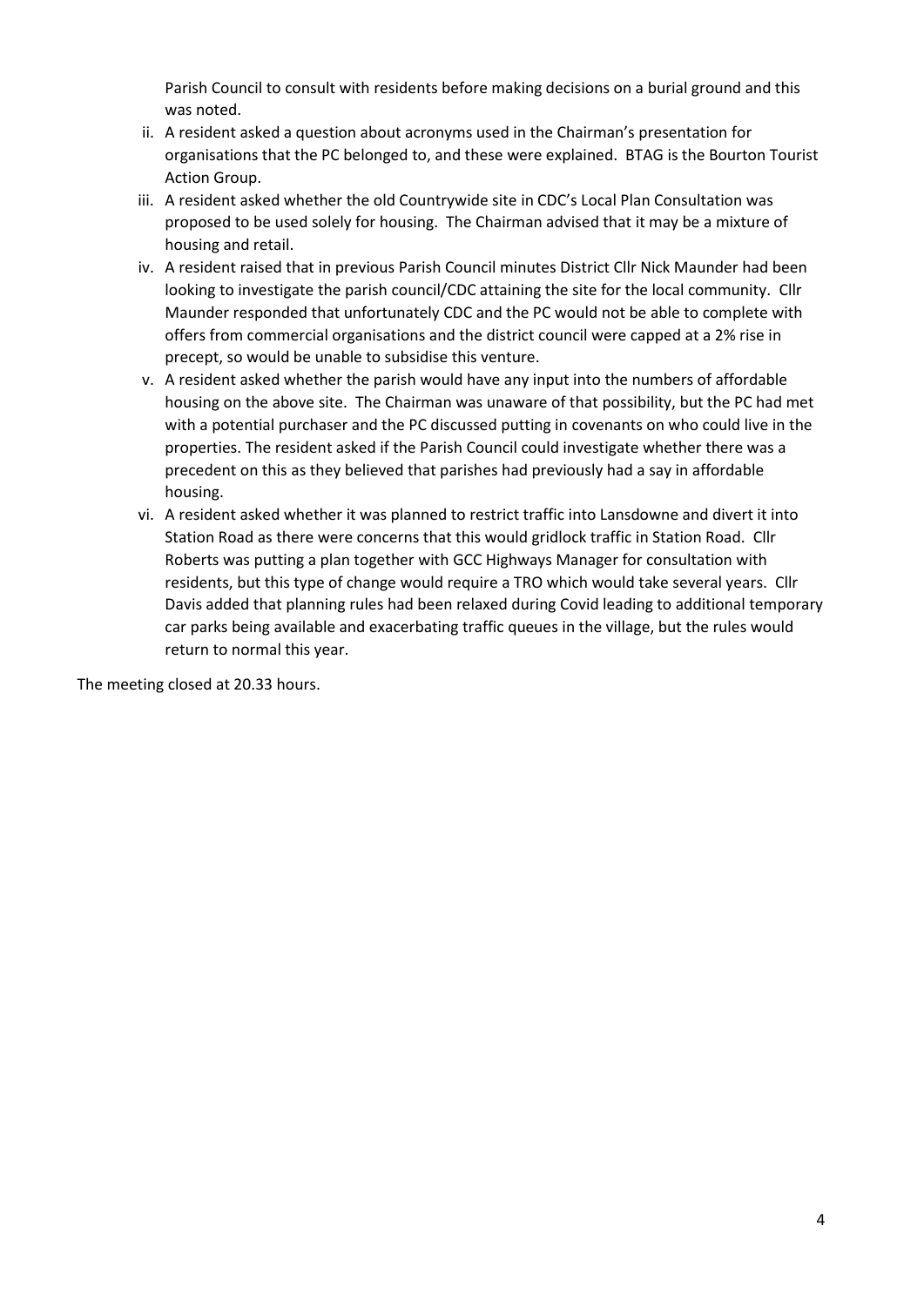Parish Council to consult with residents before making decisions on a burial ground and this was noted.

ii. A resident asked a question about acronyms used in the Chairman's presentation for organisations that the PC belonged to, and these were explained. BTAG is the Bourton Tourist Action Group.

iii. A resident asked whether the old Countrywide site in CDC's Local Plan Consultation was proposed to be used solely for housing. The Chairman advised that it may be a mixture of housing and retail.

iv. A resident raised that in previous Parish Council minutes District Cllr Nick Maunder had been looking to investigate the parish council/CDC attaining the site for the local community. Cllr Maunder responded that unfortunately CDC and the PC would not be able to complete with offers from commercial organisations and the district council were capped at a 2% rise in precept, so would be unable to subsidise this venture.

v. A resident asked whether the parish would have any input into the numbers of affordable housing on the above site. The Chairman was unaware of that possibility, but the PC had met with a potential purchaser and the PC discussed putting in covenants on who could live in the properties. The resident asked if the Parish Council could investigate whether there was a precedent on this as they believed that parishes had previously had a say in affordable housing.

vi. A resident asked whether it was planned to restrict traffic into Lansdowne and divert it into Station Road as there were concerns that this would gridlock traffic in Station Road. Cllr Roberts was putting a plan together with GCC Highways Manager for consultation with residents, but this type of change would require a TRO which would take several years. Cllr Davis added that planning rules had been relaxed during Covid leading to additional temporary car parks being available and exacerbating traffic queues in the village, but the rules would return to normal this year.

The meeting closed at 20.33 hours.